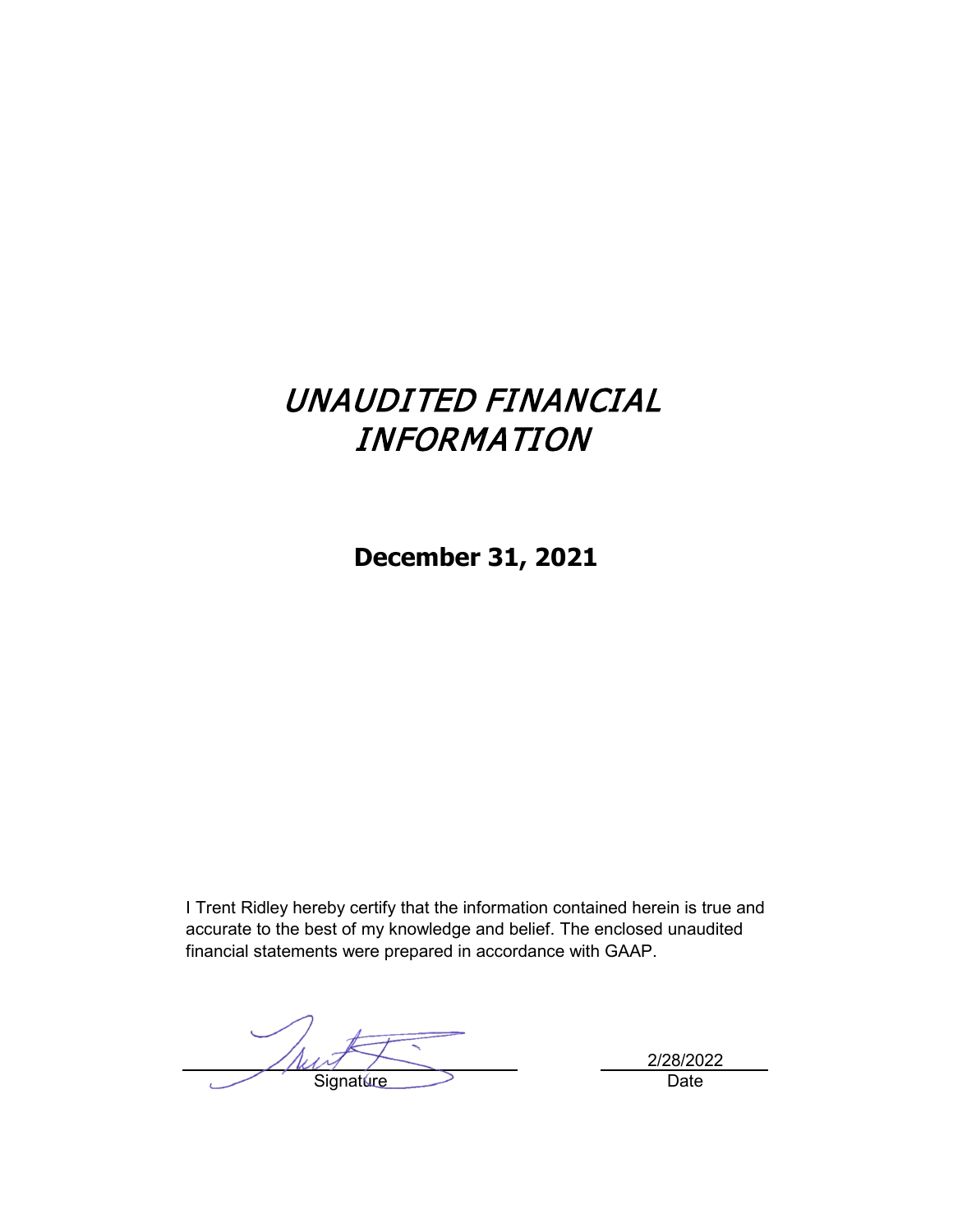# *UNAUDITED FINANCIAL INFORMATION*

## December 31, 2021

I Trent Ridley hereby certify that the information contained herein is true and accurate to the best of my knowledge and belief. The enclosed unaudited financial statements were prepared in accordance with GAAP.

Signature

2/28/2022

Date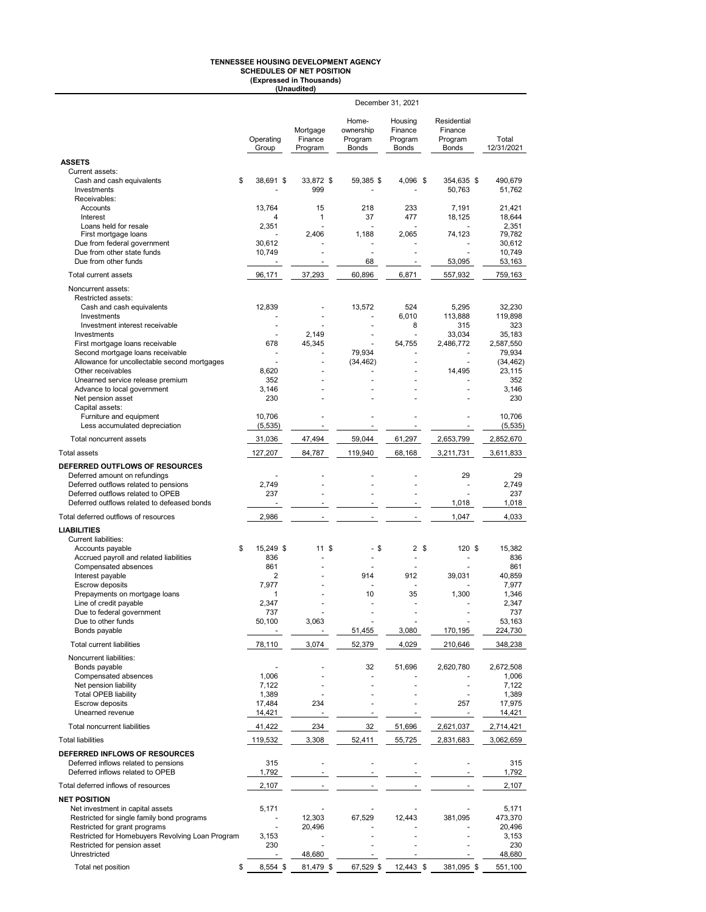# TENNESSEE HOUSING DEVELOPMENT AGENCY
## SCHEDULES OF NET POSITION
### (Expressed in Thousands)
### (Unaudited)

| | December 31, 2021 | | | | | |
|---|---|---|---|---|---|---|
| | Operating Group | Mortgage Finance Program | Home-ownership Program Bonds | Housing Finance Program Bonds | Residential Finance Program Bonds | Total 12/31/2021 |
| **ASSETS** | | | | | | |
| Current assets: | | | | | | |
| Cash and cash equivalents | $ 38,691 | $ 33,872 | $ 59,385 | $ 4,096 | $ 354,635 | $ 490,679 |
| Investments | - | 999 | - | - | 50,763 | 51,762 |
| Receivables: | | | | | | |
| Accounts | 13,764 | 15 | 218 | 233 | 7,191 | 21,421 |
| Interest | 4 | 1 | 37 | 477 | 18,125 | 18,644 |
| Loans held for resale | 2,351 | - | - | - | - | 2,351 |
| First mortgage loans | - | 2,406 | 1,188 | 2,065 | 74,123 | 79,782 |
| Due from federal government | 30,612 | - | - | - | - | 30,612 |
| Due from other state funds | 10,749 | - | - | - | - | 10,749 |
| Due from other funds | - | - | 68 | - | 53,095 | 53,163 |
| Total current assets | 96,171 | 37,293 | 60,896 | 6,871 | 557,932 | 759,163 |
| Noncurrent assets: | | | | | | |
| Restricted assets: | | | | | | |
| Cash and cash equivalents | 12,839 | - | 13,572 | 524 | 5,295 | 32,230 |
| Investments | - | - | - | 6,010 | 113,888 | 119,898 |
| Investment interest receivable | - | - | - | 8 | 315 | 323 |
| Investments | - | 2,149 | - | - | 33,034 | 35,183 |
| First mortgage loans receivable | 678 | 45,345 | - | 54,755 | 2,486,772 | 2,587,550 |
| Second mortgage loans receivable | - | - | 79,934 | - | - | 79,934 |
| Allowance for uncollectable second mortgages | - | - | (34,462) | - | - | (34,462) |
| Other receivables | 8,620 | - | - | - | 14,495 | 23,115 |
| Unearned service release premium | 352 | - | - | - | - | 352 |
| Advance to local government | 3,146 | - | - | - | - | 3,146 |
| Net pension asset | 230 | - | - | - | - | 230 |
| Capital assets: | | | | | | |
| Furniture and equipment | 10,706 | - | - | - | - | 10,706 |
| Less accumulated depreciation | (5,535) | - | - | - | - | (5,535) |
| Total noncurrent assets | 31,036 | 47,494 | 59,044 | 61,297 | 2,653,799 | 2,852,670 |
| Total assets | 127,207 | 84,787 | 119,940 | 68,168 | 3,211,731 | 3,611,833 |
| **DEFERRED OUTFLOWS OF RESOURCES** | | | | | | |
| Deferred amount on refundings | - | - | - | - | 29 | 29 |
| Deferred outflows related to pensions | 2,749 | - | - | - | - | 2,749 |
| Deferred outflows related to OPEB | 237 | - | - | - | - | 237 |
| Deferred outflows related to defeased bonds | - | - | - | - | 1,018 | 1,018 |
| Total deferred outflows of resources | 2,986 | - | - | - | 1,047 | 4,033 |
| **LIABILITIES** | | | | | | |
| Current liabilities: | | | | | | |
| Accounts payable | $ 15,249 | $ 11 | $ - | $ 2 | $ 120 | $ 15,382 |
| Accrued payroll and related liabilities | 836 | - | - | - | - | 836 |
| Compensated absences | 861 | - | - | - | - | 861 |
| Interest payable | 2 | - | 914 | 912 | 39,031 | 40,859 |
| Escrow deposits | 7,977 | - | - | - | - | 7,977 |
| Prepayments on mortgage loans | 1 | - | 10 | 35 | 1,300 | 1,346 |
| Line of credit payable | 2,347 | - | - | - | - | 2,347 |
| Due to federal government | 737 | - | - | - | - | 737 |
| Due to other funds | 50,100 | 3,063 | - | - | - | 53,163 |
| Bonds payable | - | - | 51,455 | 3,080 | 170,195 | 224,730 |
| Total current liabilities | 78,110 | 3,074 | 52,379 | 4,029 | 210,646 | 348,238 |
| Noncurrent liabilities: | | | | | | |
| Bonds payable | - | - | 32 | 51,696 | 2,620,780 | 2,672,508 |
| Compensated absences | 1,006 | - | - | - | - | 1,006 |
| Net pension liability | 7,122 | - | - | - | - | 7,122 |
| Total OPEB liability | 1,389 | - | - | - | - | 1,389 |
| Escrow deposits | 17,484 | 234 | - | - | 257 | 17,975 |
| Unearned revenue | 14,421 | - | - | - | - | 14,421 |
| Total noncurrent liabilities | 41,422 | 234 | 32 | 51,696 | 2,621,037 | 2,714,421 |
| Total liabilities | 119,532 | 3,308 | 52,411 | 55,725 | 2,831,683 | 3,062,659 |
| **DEFERRED INFLOWS OF RESOURCES** | | | | | | |
| Deferred inflows related to pensions | 315 | - | - | - | - | 315 |
| Deferred inflows related to OPEB | 1,792 | - | - | - | - | 1,792 |
| Total deferred inflows of resources | 2,107 | - | - | - | - | 2,107 |
| **NET POSITION** | | | | | | |
| Net investment in capital assets | 5,171 | - | - | - | - | 5,171 |
| Restricted for single family bond programs | - | 12,303 | 67,529 | 12,443 | 381,095 | 473,370 |
| Restricted for grant programs | - | 20,496 | - | - | - | 20,496 |
| Restricted for Homebuyers Revolving Loan Program | 3,153 | - | - | - | - | 3,153 |
| Restricted for pension asset | 230 | - | - | - | - | 230 |
| Unrestricted | - | 48,680 | - | - | - | 48,680 |
| Total net position | $ 8,554 | $ 81,479 | $ 67,529 | $ 12,443 | $ 381,095 | $ 551,100 |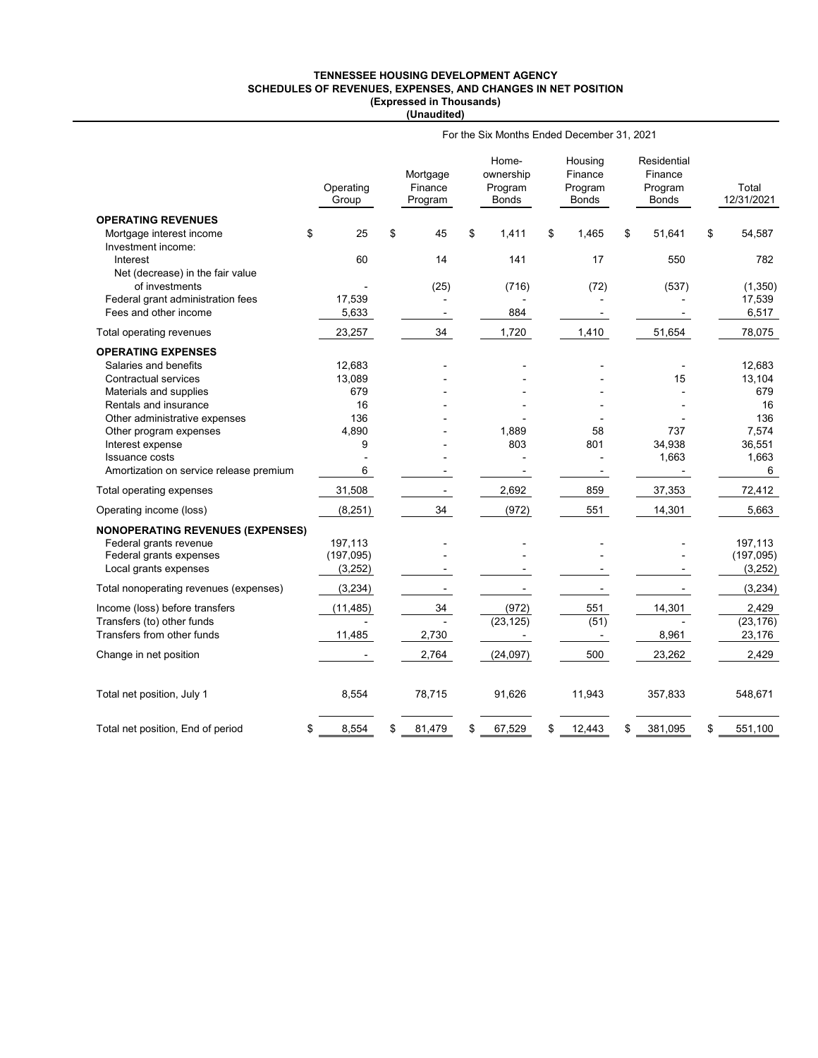**TENNESSEE HOUSING DEVELOPMENT AGENCY**
**SCHEDULES OF REVENUES, EXPENSES, AND CHANGES IN NET POSITION**
**(Expressed in Thousands)**
**(Unaudited)**

For the Six Months Ended December 31, 2021

| | Operating Group | Mortgage Finance Program | Home-ownership Program Bonds | Housing Finance Program Bonds | Residential Finance Program Bonds | Total 12/31/2021 |
|---|---|---|---|---|---|---|
| **OPERATING REVENUES** | | | | | | |
| Mortgage interest income | $ 25 | $ 45 | $ 1,411 | $ 1,465 | $ 51,641 | $ 54,587 |
| Investment income: | | | | | | |
| Interest | 60 | 14 | 141 | 17 | 550 | 782 |
| Net (decrease) in the fair value of investments | - | (25) | (716) | (72) | (537) | (1,350) |
| Federal grant administration fees | 17,539 | - | - | - | - | 17,539 |
| Fees and other income | 5,633 | - | 884 | - | - | 6,517 |
| Total operating revenues | 23,257 | 34 | 1,720 | 1,410 | 51,654 | 78,075 |
| **OPERATING EXPENSES** | | | | | | |
| Salaries and benefits | 12,683 | - | - | - | - | 12,683 |
| Contractual services | 13,089 | - | - | - | 15 | 13,104 |
| Materials and supplies | 679 | - | - | - | - | 679 |
| Rentals and insurance | 16 | - | - | - | - | 16 |
| Other administrative expenses | 136 | - | - | - | - | 136 |
| Other program expenses | 4,890 | - | 1,889 | 58 | 737 | 7,574 |
| Interest expense | 9 | - | 803 | 801 | 34,938 | 36,551 |
| Issuance costs | - | - | - | - | 1,663 | 1,663 |
| Amortization on service release premium | 6 | - | - | - | - | 6 |
| Total operating expenses | 31,508 | - | 2,692 | 859 | 37,353 | 72,412 |
| Operating income (loss) | (8,251) | 34 | (972) | 551 | 14,301 | 5,663 |
| **NONOPERATING REVENUES (EXPENSES)** | | | | | | |
| Federal grants revenue | 197,113 | - | - | - | - | 197,113 |
| Federal grants expenses | (197,095) | - | - | - | - | (197,095) |
| Local grants expenses | (3,252) | - | - | - | - | (3,252) |
| Total nonoperating revenues (expenses) | (3,234) | - | - | - | - | (3,234) |
| Income (loss) before transfers | (11,485) | 34 | (972) | 551 | 14,301 | 2,429 |
| Transfers (to) other funds | - | - | (23,125) | (51) | - | (23,176) |
| Transfers from other funds | 11,485 | 2,730 | - | - | 8,961 | 23,176 |
| Change in net position | - | 2,764 | (24,097) | 500 | 23,262 | 2,429 |
| Total net position, July 1 | 8,554 | 78,715 | 91,626 | 11,943 | 357,833 | 548,671 |
| Total net position, End of period | $ 8,554 | $ 81,479 | $ 67,529 | $ 12,443 | $ 381,095 | $ 551,100 |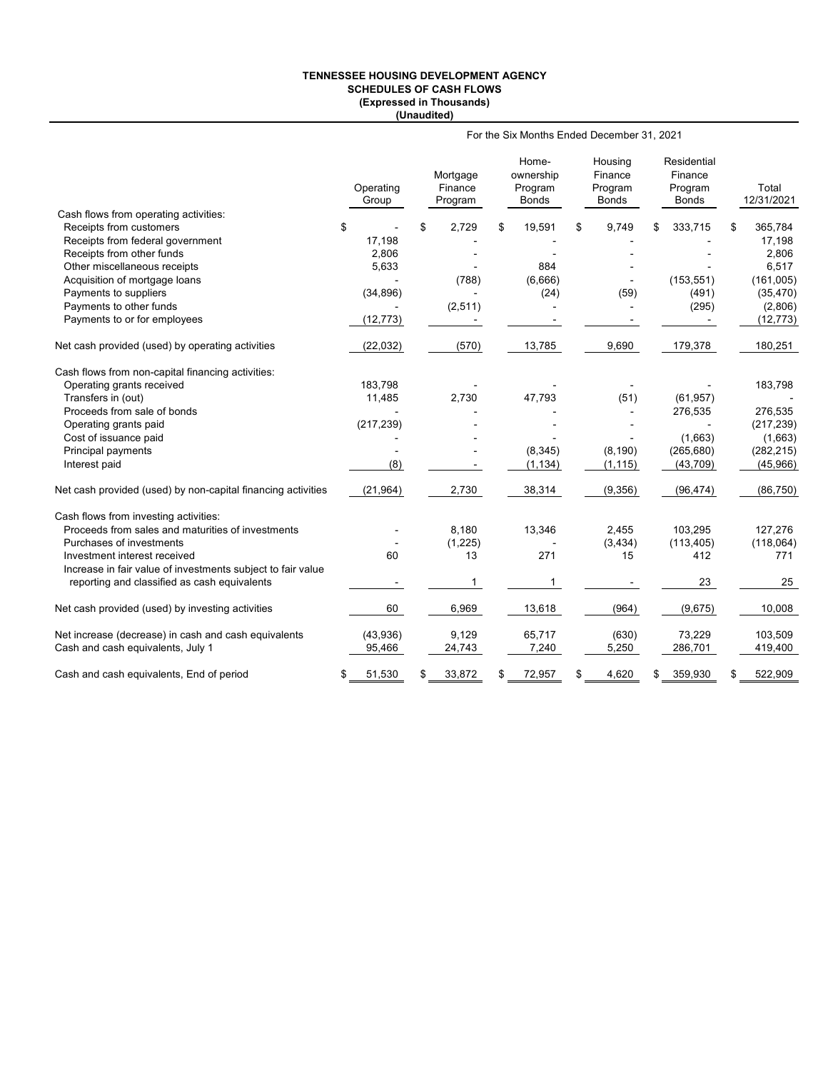**TENNESSEE HOUSING DEVELOPMENT AGENCY**
**SCHEDULES OF CASH FLOWS**
**(Expressed in Thousands)**
**(Unaudited)**

For the Six Months Ended December 31, 2021

| | Operating Group | Mortgage Finance Program | Home-ownership Program Bonds | Housing Finance Program Bonds | Residential Finance Program Bonds | Total 12/31/2021 |
|---|---|---|---|---|---|---|
| Cash flows from operating activities: | | | | | | |
| Receipts from customers | $ - | $ 2,729 | $ 19,591 | $ 9,749 | $ 333,715 | $ 365,784 |
| Receipts from federal government | 17,198 | - | - | - | - | 17,198 |
| Receipts from other funds | 2,806 | - | - | - | - | 2,806 |
| Other miscellaneous receipts | 5,633 | - | 884 | - | - | 6,517 |
| Acquisition of mortgage loans | - | (788) | (6,666) | - | (153,551) | (161,005) |
| Payments to suppliers | (34,896) | - | (24) | (59) | (491) | (35,470) |
| Payments to other funds | - | (2,511) | - | - | (295) | (2,806) |
| Payments to or for employees | (12,773) | - | - | - | - | (12,773) |
| Net cash provided (used) by operating activities | (22,032) | (570) | 13,785 | 9,690 | 179,378 | 180,251 |
| Cash flows from non-capital financing activities: | | | | | | |
| Operating grants received | 183,798 | - | - | - | - | 183,798 |
| Transfers in (out) | 11,485 | 2,730 | 47,793 | (51) | (61,957) | - |
| Proceeds from sale of bonds | - | - | - | - | 276,535 | 276,535 |
| Operating grants paid | (217,239) | - | - | - | - | (217,239) |
| Cost of issuance paid | - | - | - | - | (1,663) | (1,663) |
| Principal payments | - | - | (8,345) | (8,190) | (265,680) | (282,215) |
| Interest paid | (8) | - | (1,134) | (1,115) | (43,709) | (45,966) |
| Net cash provided (used) by non-capital financing activities | (21,964) | 2,730 | 38,314 | (9,356) | (96,474) | (86,750) |
| Cash flows from investing activities: | | | | | | |
| Proceeds from sales and maturities of investments | - | 8,180 | 13,346 | 2,455 | 103,295 | 127,276 |
| Purchases of investments | - | (1,225) | - | (3,434) | (113,405) | (118,064) |
| Investment interest received | 60 | 13 | 271 | 15 | 412 | 771 |
| Increase in fair value of investments subject to fair value reporting and classified as cash equivalents | - | 1 | 1 | - | 23 | 25 |
| Net cash provided (used) by investing activities | 60 | 6,969 | 13,618 | (964) | (9,675) | 10,008 |
| Net increase (decrease) in cash and cash equivalents | (43,936) | 9,129 | 65,717 | (630) | 73,229 | 103,509 |
| Cash and cash equivalents, July 1 | 95,466 | 24,743 | 7,240 | 5,250 | 286,701 | 419,400 |
| Cash and cash equivalents, End of period | $ 51,530 | $ 33,872 | $ 72,957 | $ 4,620 | $ 359,930 | $ 522,909 |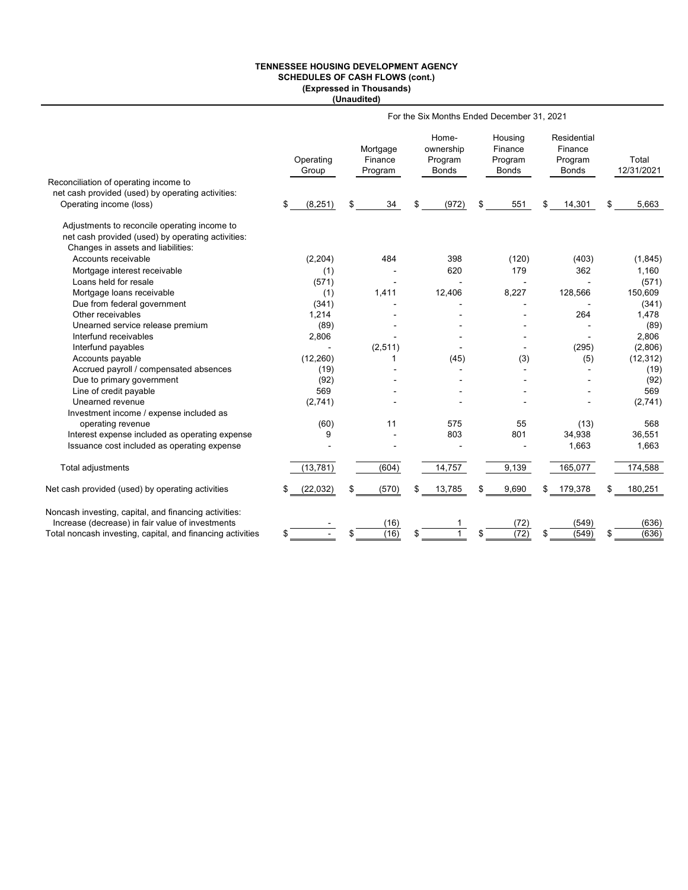**TENNESSEE HOUSING DEVELOPMENT AGENCY**
**SCHEDULES OF CASH FLOWS (cont.)**
**(Expressed in Thousands)**
**(Unaudited)**

| | For the Six Months Ended December 31, 2021 | | | | | |
|---|---|---|---|---|---|---|
| | Operating Group | Mortgage Finance Program | Home-ownership Program Bonds | Housing Finance Program Bonds | Residential Finance Program Bonds | Total 12/31/2021 |
| Reconciliation of operating income to net cash provided (used) by operating activities: | | | | | | |
| Operating income (loss) | $ (8,251) | $ 34 | $ (972) | $ 551 | $ 14,301 | $ 5,663 |
| Adjustments to reconcile operating income to net cash provided (used) by operating activities: | | | | | | |
| Changes in assets and liabilities: | | | | | | |
| Accounts receivable | (2,204) | 484 | 398 | (120) | (403) | (1,845) |
| Mortgage interest receivable | (1) | - | 620 | 179 | 362 | 1,160 |
| Loans held for resale | (571) | - | - | - | - | (571) |
| Mortgage loans receivable | (1) | 1,411 | 12,406 | 8,227 | 128,566 | 150,609 |
| Due from federal government | (341) | - | - | - | - | (341) |
| Other receivables | 1,214 | - | - | - | 264 | 1,478 |
| Unearned service release premium | (89) | - | - | - | - | (89) |
| Interfund receivables | 2,806 | - | - | - | - | 2,806 |
| Interfund payables | - | (2,511) | - | - | (295) | (2,806) |
| Accounts payable | (12,260) | 1 | (45) | (3) | (5) | (12,312) |
| Accrued payroll / compensated absences | (19) | - | - | - | - | (19) |
| Due to primary government | (92) | - | - | - | - | (92) |
| Line of credit payable | 569 | - | - | - | - | 569 |
| Unearned revenue | (2,741) | - | - | - | - | (2,741) |
| Investment income / expense included as operating revenue | (60) | 11 | 575 | 55 | (13) | 568 |
| Interest expense included as operating expense | 9 | - | 803 | 801 | 34,938 | 36,551 |
| Issuance cost included as operating expense | - | - | - | - | 1,663 | 1,663 |
| Total adjustments | (13,781) | (604) | 14,757 | 9,139 | 165,077 | 174,588 |
| Net cash provided (used) by operating activities | $ (22,032) | $ (570) | $ 13,785 | $ 9,690 | $ 179,378 | $ 180,251 |
| Noncash investing, capital, and financing activities: | | | | | | |
| Increase (decrease) in fair value of investments | - | (16) | 1 | (72) | (549) | (636) |
| Total noncash investing, capital, and financing activities | $ - | $ (16) | $ 1 | $ (72) | $ (549) | $ (636) |